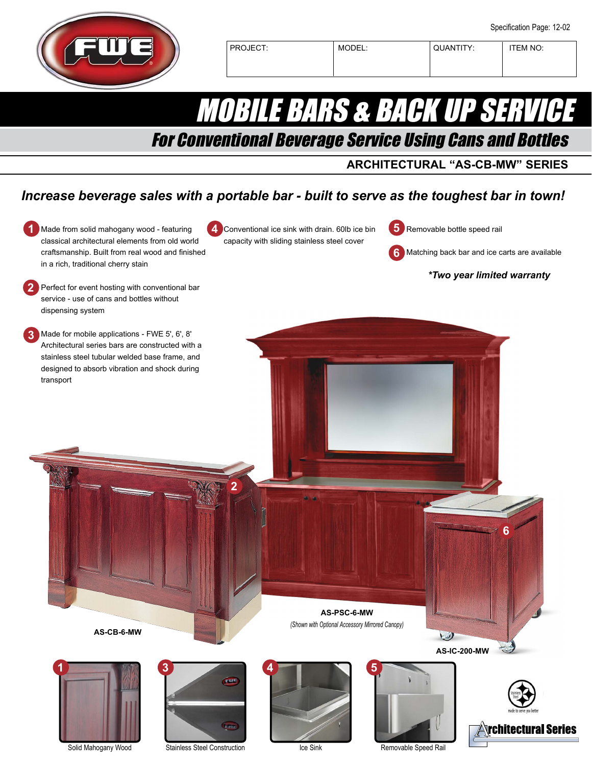Specification Page: 12-02

| PROJECT: | MODEL: | QUANTITY: | ITEM NO: |
| --- | --- | --- | --- |
| | | | |

# MOBILE BARS & BACK UP SERVICE

## For Conventional Beverage Service Using Cans and Bottles

### ARCHITECTURAL "AS-CB-MW" SERIES

***Increase beverage sales with a portable bar - built to serve as the toughest bar in town!***

1. Made from solid mahogany wood - featuring classical architectural elements from old world craftsmanship. Built from real wood and finished in a rich, traditional cherry stain
2. Perfect for event hosting with conventional bar service - use of cans and bottles without dispensing system
3. Made for mobile applications - FWE 5', 6', 8' Architectural series bars are constructed with a stainless steel tubular welded base frame, and designed to absorb vibration and shock during transport
4. Conventional ice sink with drain. 60lb ice bin capacity with sliding stainless steel cover
5. Removable bottle speed rail
6. Matching back bar and ice carts are available

***Two year limited warranty**

**AS-CB-6-MW**

**AS-PSC-6-MW**

*(Shown with Optional Accessory Mirrored Canopy)*

**AS-IC-200-MW**

1 Solid Mahogany Wood

3 Stainless Steel Construction

4 Ice Sink

5 Removable Speed Rail

made to serve you better

Architectural Series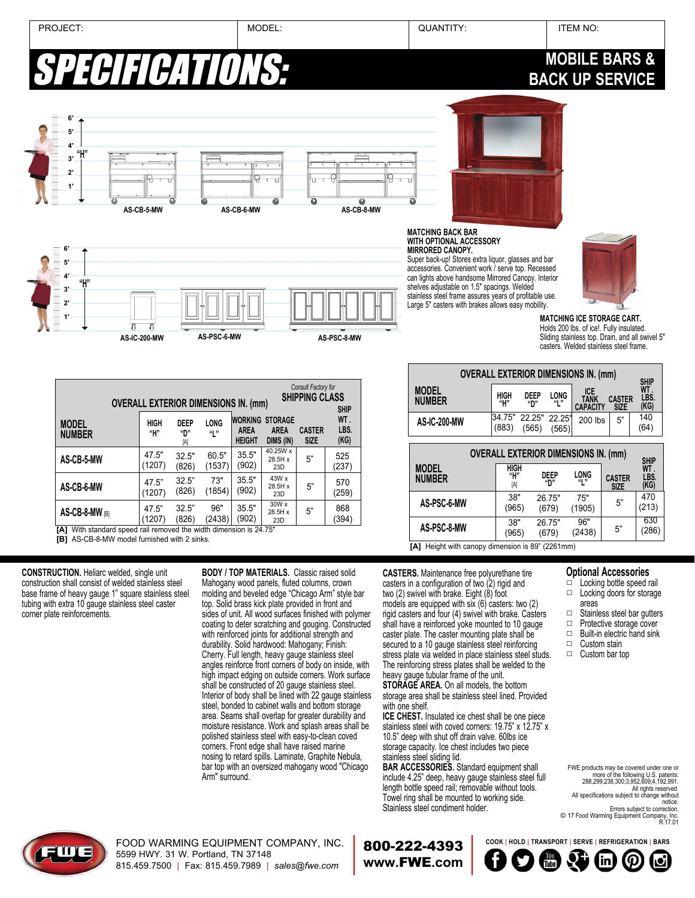| PROJECT: | MODEL: | QUANTITY: | ITEM NO: |
|---|---|---|---|

# SPECIFICATIONS:

## MOBILE BARS & BACK UP SERVICE

6'
5'
4'
"H"
3'
2'
1'

AS-CB-5-MW
AS-CB-6-MW
AS-CB-8-MW

AS-IC-200-MW
AS-PSC-6-MW
AS-PSC-8-MW

**MATCHING BACK BAR WITH OPTIONAL ACCESSORY MIRRORED CANOPY.**
Super back-up! Stores extra liquor, glasses and bar accessories. Convenient work / serve top. Recessed can lights above handsome Mirrored Canopy. Interior shelves adjustable on 1.5" spacings. Welded stainless steel frame assures years of profitable use. Large 5" casters with brakes allows easy mobility.

**MATCHING ICE STORAGE CART.**
Holds 200 lbs. of ice!. Fully insulated. Sliding stainless top. Drain, and all swivel 5" casters. Welded stainless steel frame.

| MODEL NUMBER | OVERALL EXTERIOR DIMENSIONS IN. (mm) | | | | | | Consult Factory for SHIPPING CLASS |
|---|---|---|---|---|---|---|---|
| | HIGH "H" | DEEP "D" [A] | LONG "L" | WORKING AREA HEIGHT | STORAGE AREA DIMS (IN) | CASTER SIZE | SHIP WT. LBS. (KG) |
| AS-CB-5-MW | 47.5" (1207) | 32.5" (826) | 60.5" (1537) | 35.5" (902) | 40.25W x 28.5H x 23D | 5" | 525 (237) |
| AS-CB-6-MW | 47.5" (1207) | 32.5" (826) | 73" (1854) | 35.5" (902) | 43W x 28.5H x 23D | 5" | 570 (259) |
| AS-CB-8-MW [B] | 47.5" (1207) | 32.5" (826) | 96" (2438) | 35.5" (902) | 30W x 28.5H x 23D | 5" | 868 (394) |

**[A]** With standard speed rail removed the width dimension is 24.75"
**[B]** AS-CB-8-MW model furnished with 2 sinks.

| MODEL NUMBER | OVERALL EXTERIOR DIMENSIONS IN. (mm) | | | | | SHIP WT. LBS. (KG) |
|---|---|---|---|---|---|---|
| | HIGH "H" | DEEP "D" | LONG "L" | ICE TANK CAPACITY | CASTER SIZE | |
| AS-IC-200-MW | 34.75" (883) | 22.25" (565) | 22.25" (565) | 200 lbs | 5" | 140 (64) |

| MODEL NUMBER | OVERALL EXTERIOR DIMENSIONS IN. (mm) | | | | SHIP WT. LBS. (KG) |
|---|---|---|---|---|---|
| | HIGH "H" [A] | DEEP "D" | LONG "L" | CASTER SIZE | |
| AS-PSC-6-MW | 38" (965) | 26.75" (679) | 75" (1905) | 5" | 470 (213) |
| AS-PSC-8-MW | 38" (965) | 26.75" (679) | 96" (2438) | 5" | 630 (286) |

**[A]** Height with canopy dimension is 89" (2261mm)

**CONSTRUCTION.** Heliarc welded, single unit construction shall consist of welded stainless steel base frame of heavy gauge 1" square stainless steel tubing with extra 10 gauge stainless steel caster corner plate reinforcements.

**BODY / TOP MATERIALS.** Classic raised solid Mahogany wood panels, fluted columns, crown molding and beveled edge "Chicago Arm" style bar top. Solid brass kick plate provided in front and sides of unit. All wood surfaces finished with polymer coating to deter scratching and gouging. Constructed with reinforced joints for additional strength and durability. Solid hardwood: Mahogany; Finish: Cherry. Full length, heavy gauge stainless steel angles reinforce front corners of body on inside, with high impact edging on outside corners. Work surface shall be constructed of 20 gauge stainless steel. Interior of body shall be lined with 22 gauge stainless steel, bonded to cabinet walls and bottom storage area. Seams shall overlap for greater durability and moisture resistance. Work and splash areas shall be polished stainless steel with easy-to-clean coved corners. Front edge shall have raised marine nosing to retard spills. Laminate, Graphite Nebula, bar top with an oversized mahogany wood "Chicago Arm" surround.

**CASTERS.** Maintenance free polyurethane tire casters in a configuration of two (2) rigid and two (2) swivel with brake. Eight (8) foot models are equipped with six (6) casters: two (2) rigid casters and four (4) swivel with brake. Casters shall have a reinforced yoke mounted to 10 gauge caster plate. The caster mounting plate shall be secured to a 10 gauge stainless steel reinforcing stress plate via welded in place stainless steel studs. The reinforcing stress plates shall be welded to the heavy gauge tubular frame of the unit.
**STORAGE AREA.** On all models, the bottom storage area shall be stainless steel lined. Provided with one shelf.
**ICE CHEST.** Insulated ice chest shall be one piece stainless steel with coved corners: 19.75" x 12.75" x 10.5" deep with shut off drain valve. 60lbs ice storage capacity. Ice chest includes two piece stainless steel sliding lid.
**BAR ACCESSORIES.** Standard equipment shall include 4.25" deep, heavy gauge stainless steel full length bottle speed rail; removable without tools. Towel ring shall be mounted to working side. Stainless steel condiment holder.

### Optional Accessories

- ☐ Locking bottle speed rail
- ☐ Locking doors for storage areas
- ☐ Stainless steel bar gutters
- ☐ Protective storage cover
- ☐ Built-in electric hand sink
- ☐ Custom stain
- ☐ Custom bar top

FWE products may be covered under one or more of the following U.S. patents: 288,299;238,300;3,952,609;4,192,991. All rights reserved. All specifications subject to change without notice. Errors subject to correction. © 17 Food Warming Equipment Company, Inc. R.17.01

FOOD WARMING EQUIPMENT COMPANY, INC.
5599 HWY. 31 W. Portland, TN 37148
815.459.7500 | Fax: 815.459.7989 | sales@fwe.com

**800-222-4393**
**www.FWE.com**

COOK | HOLD | TRANSPORT | SERVE | REFRIGERATION | BARS